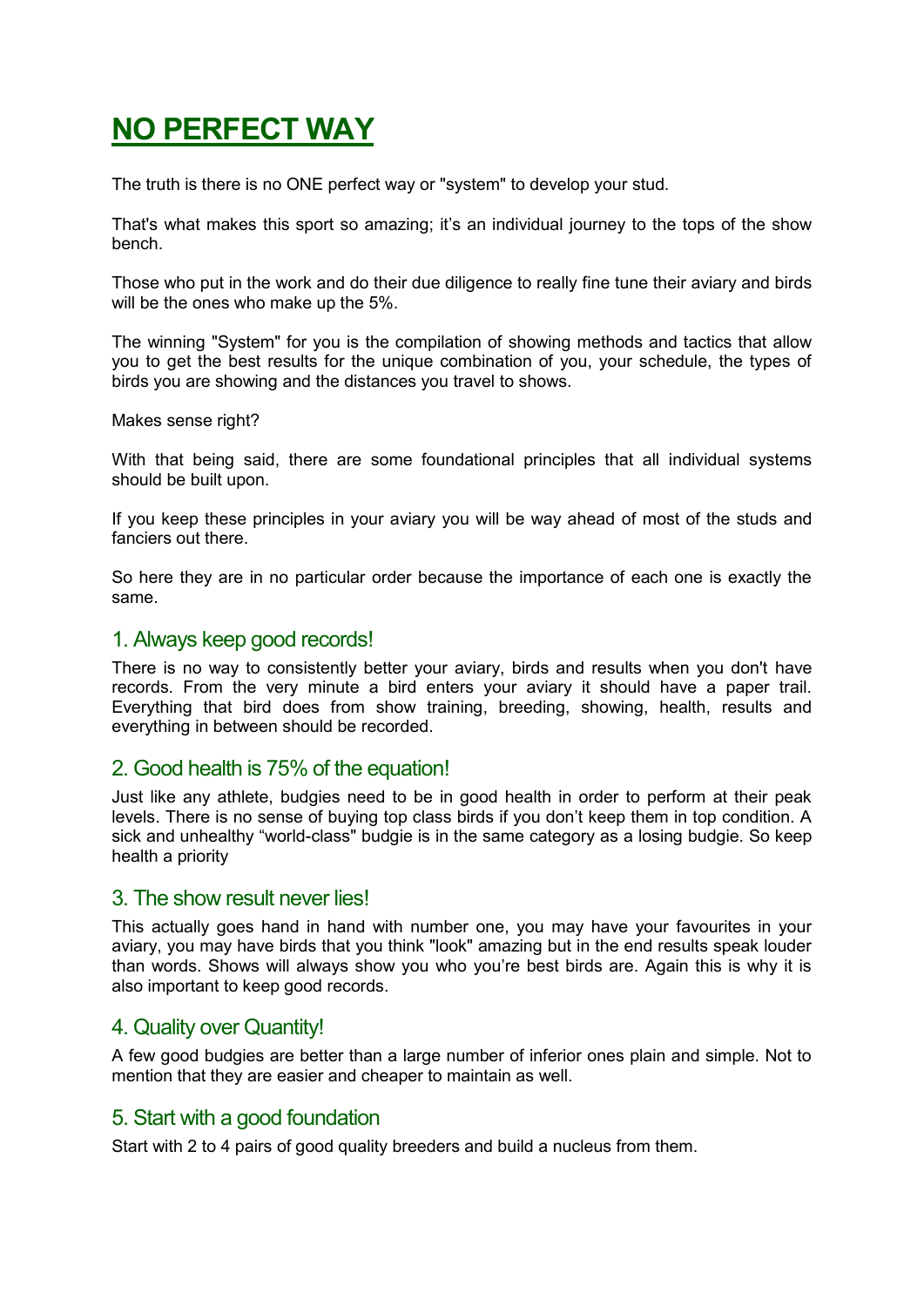# NO PERFECT WAY

The truth is there is no ONE perfect way or "system" to develop your stud.

That's what makes this sport so amazing; it's an individual journey to the tops of the show bench.

Those who put in the work and do their due diligence to really fine tune their aviary and birds will be the ones who make up the 5%.

The winning "System" for you is the compilation of showing methods and tactics that allow you to get the best results for the unique combination of you, your schedule, the types of birds you are showing and the distances you travel to shows.

Makes sense right?

With that being said, there are some foundational principles that all individual systems should be built upon.

If you keep these principles in your aviary you will be way ahead of most of the studs and fanciers out there.

So here they are in no particular order because the importance of each one is exactly the same.

## 1. Always keep good records!

There is no way to consistently better your aviary, birds and results when you don't have records. From the very minute a bird enters your aviary it should have a paper trail. Everything that bird does from show training, breeding, showing, health, results and everything in between should be recorded.

## 2. Good health is 75% of the equation!

Just like any athlete, budgies need to be in good health in order to perform at their peak levels. There is no sense of buying top class birds if you don't keep them in top condition. A sick and unhealthy "world-class" budgie is in the same category as a losing budgie. So keep health a priority

## 3. The show result never lies!

This actually goes hand in hand with number one, you may have your favourites in your aviary, you may have birds that you think "look" amazing but in the end results speak louder than words. Shows will always show you who you're best birds are. Again this is why it is also important to keep good records.

## 4. Quality over Quantity!

A few good budgies are better than a large number of inferior ones plain and simple. Not to mention that they are easier and cheaper to maintain as well.

## 5. Start with a good foundation

Start with 2 to 4 pairs of good quality breeders and build a nucleus from them.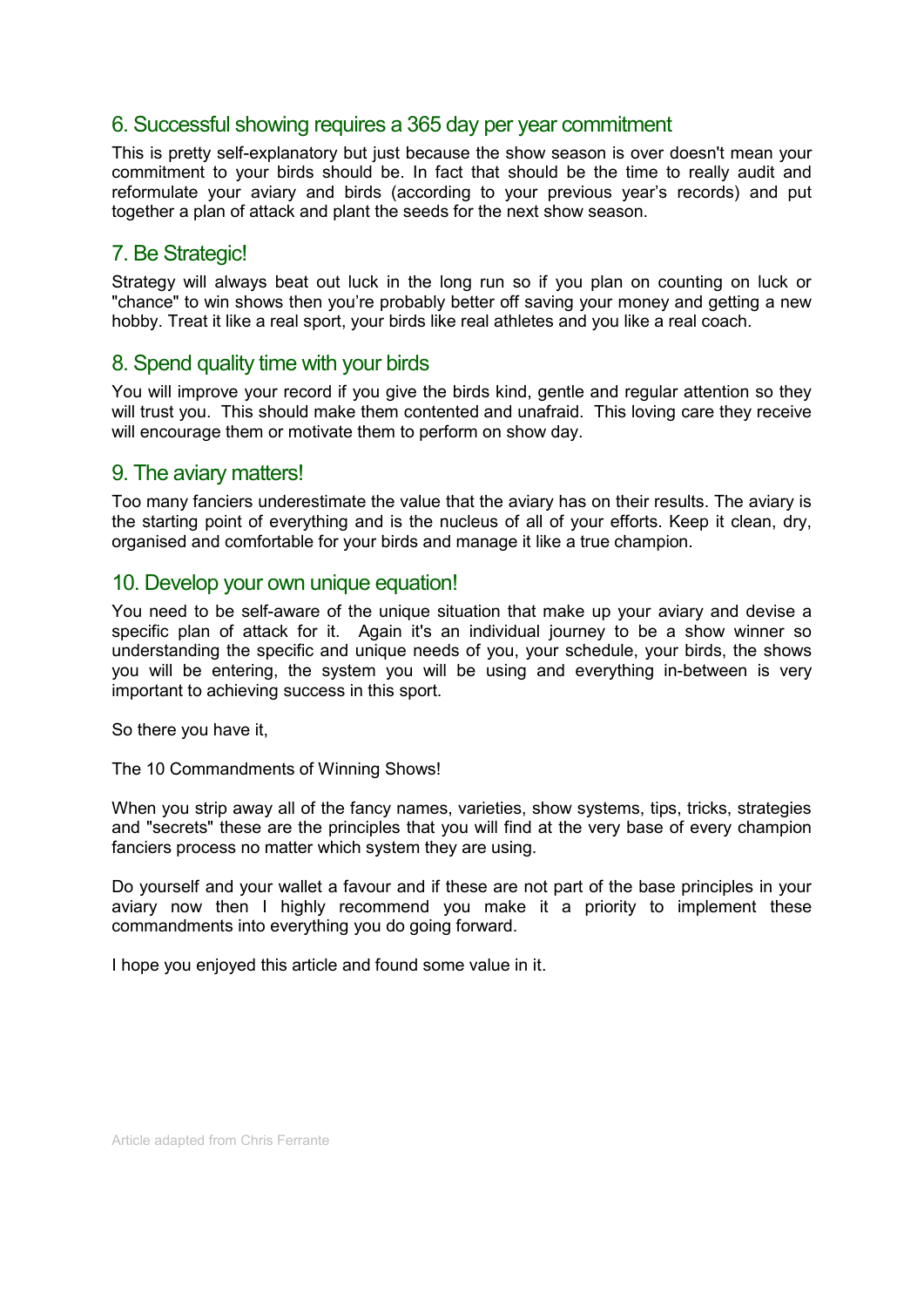## 6. Successful showing requires a 365 day per year commitment

This is pretty self-explanatory but just because the show season is over doesn't mean your commitment to your birds should be. In fact that should be the time to really audit and reformulate your aviary and birds (according to your previous year's records) and put together a plan of attack and plant the seeds for the next show season.

## 7. Be Strategic!

Strategy will always beat out luck in the long run so if you plan on counting on luck or "chance" to win shows then you're probably better off saving your money and getting a new hobby. Treat it like a real sport, your birds like real athletes and you like a real coach.

## 8. Spend quality time with your birds

You will improve your record if you give the birds kind, gentle and regular attention so they will trust you. This should make them contented and unafraid. This loving care they receive will encourage them or motivate them to perform on show day.

## 9. The aviary matters!

Too many fanciers underestimate the value that the aviary has on their results. The aviary is the starting point of everything and is the nucleus of all of your efforts. Keep it clean, dry, organised and comfortable for your birds and manage it like a true champion.

## 10. Develop your own unique equation!

You need to be self-aware of the unique situation that make up your aviary and devise a specific plan of attack for it. Again it's an individual journey to be a show winner so understanding the specific and unique needs of you, your schedule, your birds, the shows you will be entering, the system you will be using and everything in-between is very important to achieving success in this sport.

So there you have it,

The 10 Commandments of Winning Shows!

When you strip away all of the fancy names, varieties, show systems, tips, tricks, strategies and "secrets" these are the principles that you will find at the very base of every champion fanciers process no matter which system they are using.

Do yourself and your wallet a favour and if these are not part of the base principles in your aviary now then I highly recommend you make it a priority to implement these commandments into everything you do going forward.

I hope you enjoyed this article and found some value in it.

Article adapted from Chris Ferrante